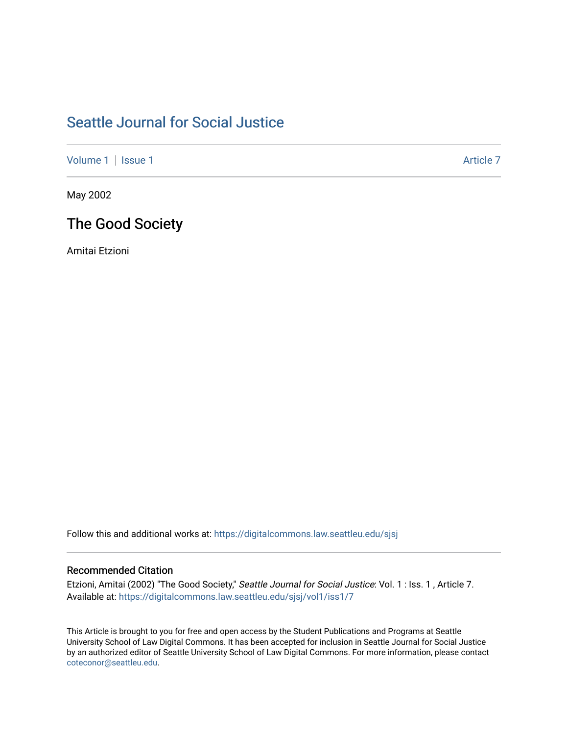# Seattle Journal for Social Justice

Volume 1 | Issue 1 Article 7

May 2002

## The Good Society

Amitai Etzioni

Follow this and additional works at: https://digitalcommons.law.seattleu.edu/sjsj

### Recommended Citation

Etzioni, Amitai (2002) "The Good Society," *Seattle Journal for Social Justice*: Vol. 1 : Iss. 1 , Article 7.
Available at: https://digitalcommons.law.seattleu.edu/sjsj/vol1/iss1/7

This Article is brought to you for free and open access by the Student Publications and Programs at Seattle University School of Law Digital Commons. It has been accepted for inclusion in Seattle Journal for Social Justice by an authorized editor of Seattle University School of Law Digital Commons. For more information, please contact coteconor@seattleu.edu.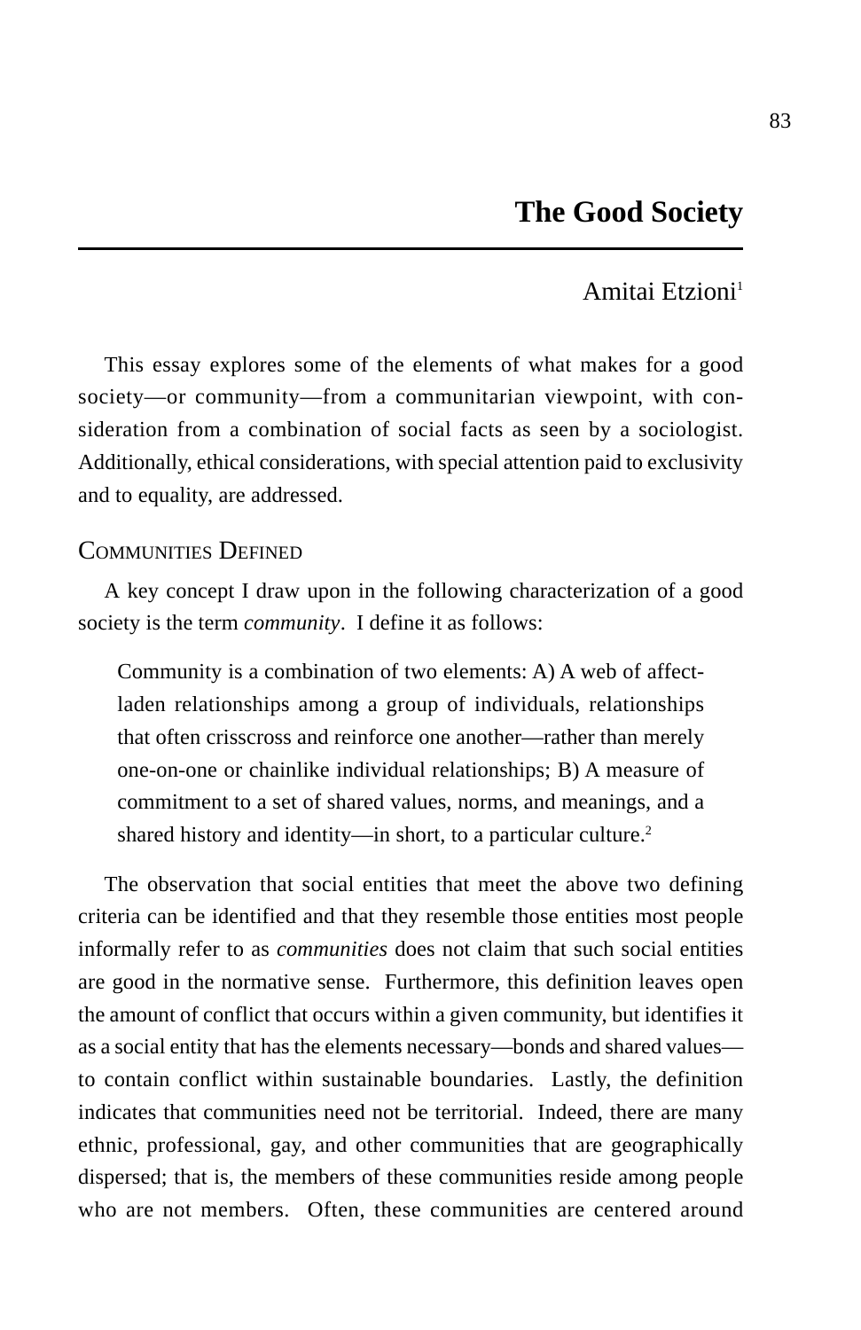# The Good Society

Amitai Etzioni[1]

This essay explores some of the elements of what makes for a good society—or community—from a communitarian viewpoint, with consideration from a combination of social facts as seen by a sociologist. Additionally, ethical considerations, with special attention paid to exclusivity and to equality, are addressed.

## Communities Defined

A key concept I draw upon in the following characterization of a good society is the term *community*. I define it as follows:

> Community is a combination of two elements: A) A web of affect-laden relationships among a group of individuals, relationships that often crisscross and reinforce one another—rather than merely one-on-one or chainlike individual relationships; B) A measure of commitment to a set of shared values, norms, and meanings, and a shared history and identity—in short, to a particular culture.[2]

The observation that social entities that meet the above two defining criteria can be identified and that they resemble those entities most people informally refer to as *communities* does not claim that such social entities are good in the normative sense. Furthermore, this definition leaves open the amount of conflict that occurs within a given community, but identifies it as a social entity that has the elements necessary—bonds and shared values—to contain conflict within sustainable boundaries. Lastly, the definition indicates that communities need not be territorial. Indeed, there are many ethnic, professional, gay, and other communities that are geographically dispersed; that is, the members of these communities reside among people who are not members. Often, these communities are centered around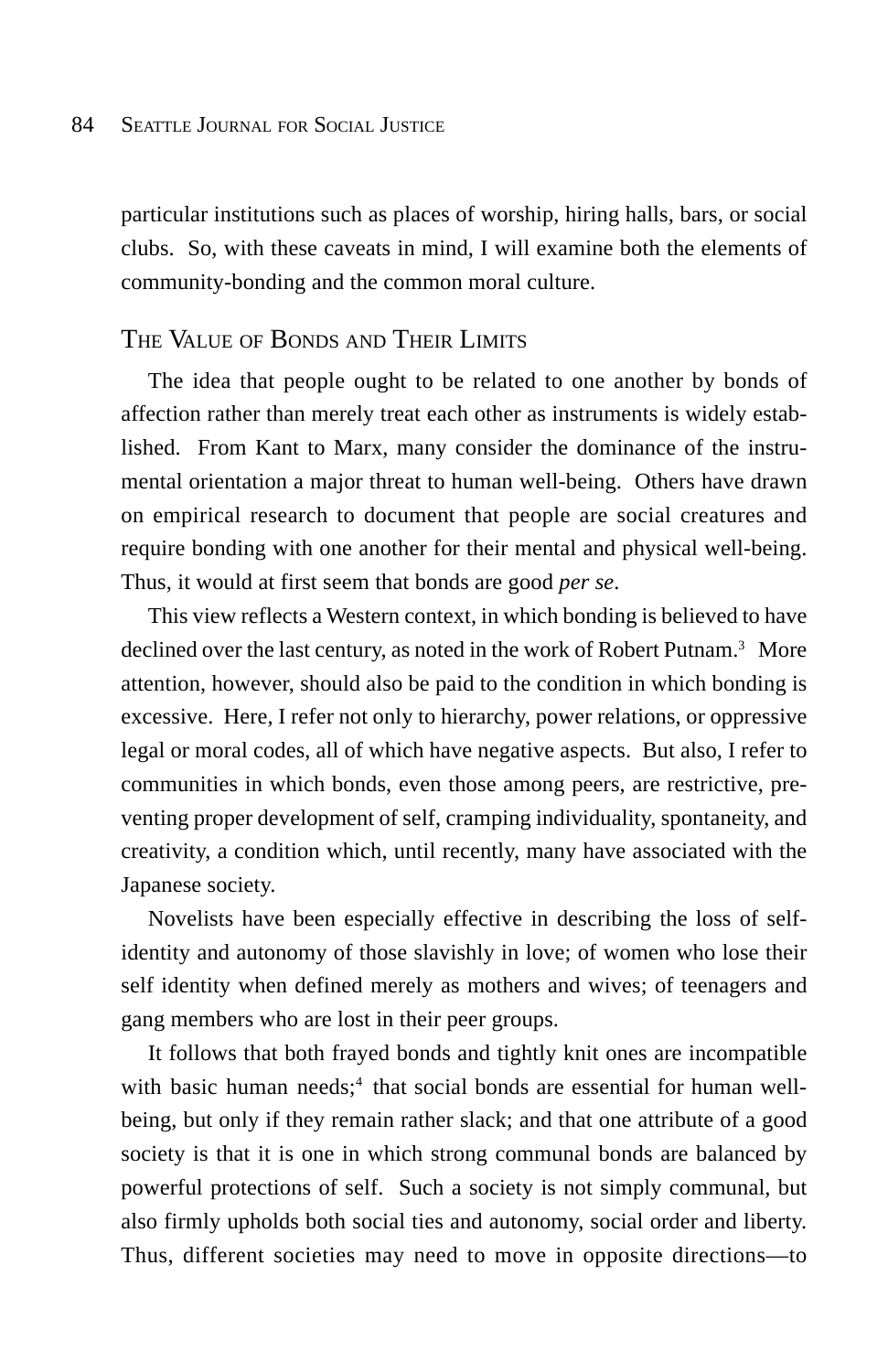particular institutions such as places of worship, hiring halls, bars, or social clubs. So, with these caveats in mind, I will examine both the elements of community-bonding and the common moral culture.

## The Value of Bonds and Their Limits

The idea that people ought to be related to one another by bonds of affection rather than merely treat each other as instruments is widely established. From Kant to Marx, many consider the dominance of the instrumental orientation a major threat to human well-being. Others have drawn on empirical research to document that people are social creatures and require bonding with one another for their mental and physical well-being. Thus, it would at first seem that bonds are good *per se*.

This view reflects a Western context, in which bonding is believed to have declined over the last century, as noted in the work of Robert Putnam.[3] More attention, however, should also be paid to the condition in which bonding is excessive. Here, I refer not only to hierarchy, power relations, or oppressive legal or moral codes, all of which have negative aspects. But also, I refer to communities in which bonds, even those among peers, are restrictive, preventing proper development of self, cramping individuality, spontaneity, and creativity, a condition which, until recently, many have associated with the Japanese society.

Novelists have been especially effective in describing the loss of self-identity and autonomy of those slavishly in love; of women who lose their self identity when defined merely as mothers and wives; of teenagers and gang members who are lost in their peer groups.

It follows that both frayed bonds and tightly knit ones are incompatible with basic human needs;[4] that social bonds are essential for human well-being, but only if they remain rather slack; and that one attribute of a good society is that it is one in which strong communal bonds are balanced by powerful protections of self. Such a society is not simply communal, but also firmly upholds both social ties and autonomy, social order and liberty. Thus, different societies may need to move in opposite directions—to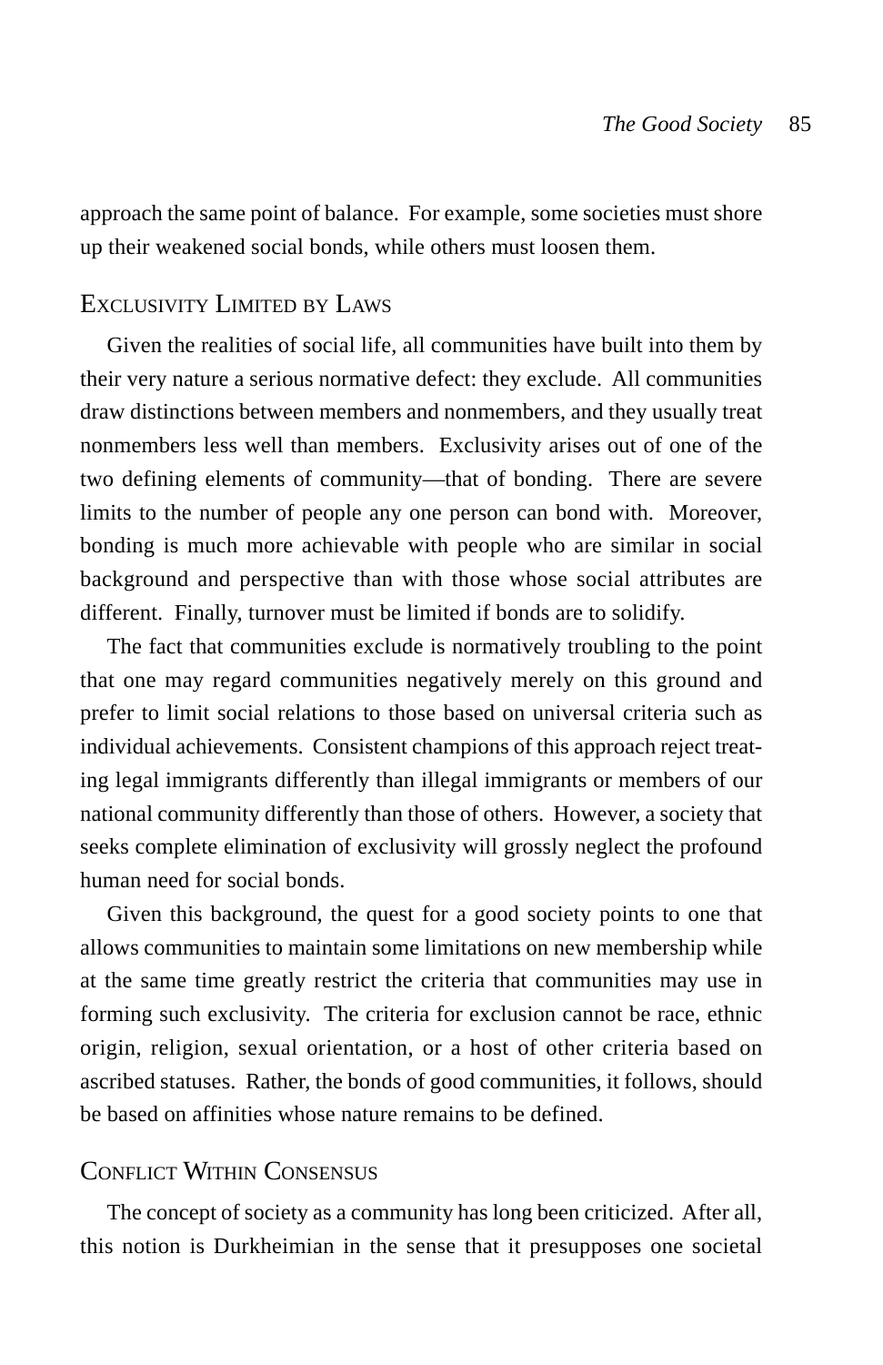approach the same point of balance. For example, some societies must shore up their weakened social bonds, while others must loosen them.

## Exclusivity Limited by Laws

Given the realities of social life, all communities have built into them by their very nature a serious normative defect: they exclude. All communities draw distinctions between members and nonmembers, and they usually treat nonmembers less well than members. Exclusivity arises out of one of the two defining elements of community—that of bonding. There are severe limits to the number of people any one person can bond with. Moreover, bonding is much more achievable with people who are similar in social background and perspective than with those whose social attributes are different. Finally, turnover must be limited if bonds are to solidify.

The fact that communities exclude is normatively troubling to the point that one may regard communities negatively merely on this ground and prefer to limit social relations to those based on universal criteria such as individual achievements. Consistent champions of this approach reject treating legal immigrants differently than illegal immigrants or members of our national community differently than those of others. However, a society that seeks complete elimination of exclusivity will grossly neglect the profound human need for social bonds.

Given this background, the quest for a good society points to one that allows communities to maintain some limitations on new membership while at the same time greatly restrict the criteria that communities may use in forming such exclusivity. The criteria for exclusion cannot be race, ethnic origin, religion, sexual orientation, or a host of other criteria based on ascribed statuses. Rather, the bonds of good communities, it follows, should be based on affinities whose nature remains to be defined.

## Conflict Within Consensus

The concept of society as a community has long been criticized. After all, this notion is Durkheimian in the sense that it presupposes one societal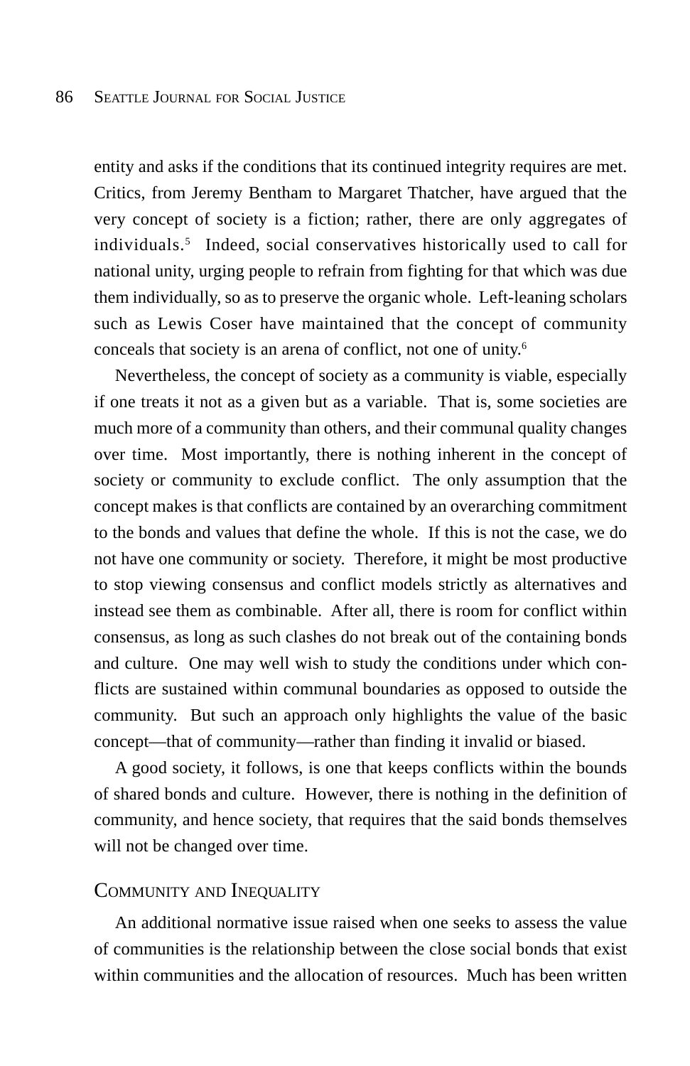entity and asks if the conditions that its continued integrity requires are met. Critics, from Jeremy Bentham to Margaret Thatcher, have argued that the very concept of society is a fiction; rather, there are only aggregates of individuals.[5] Indeed, social conservatives historically used to call for national unity, urging people to refrain from fighting for that which was due them individually, so as to preserve the organic whole. Left-leaning scholars such as Lewis Coser have maintained that the concept of community conceals that society is an arena of conflict, not one of unity.[6]

Nevertheless, the concept of society as a community is viable, especially if one treats it not as a given but as a variable. That is, some societies are much more of a community than others, and their communal quality changes over time. Most importantly, there is nothing inherent in the concept of society or community to exclude conflict. The only assumption that the concept makes is that conflicts are contained by an overarching commitment to the bonds and values that define the whole. If this is not the case, we do not have one community or society. Therefore, it might be most productive to stop viewing consensus and conflict models strictly as alternatives and instead see them as combinable. After all, there is room for conflict within consensus, as long as such clashes do not break out of the containing bonds and culture. One may well wish to study the conditions under which conflicts are sustained within communal boundaries as opposed to outside the community. But such an approach only highlights the value of the basic concept—that of community—rather than finding it invalid or biased.

A good society, it follows, is one that keeps conflicts within the bounds of shared bonds and culture. However, there is nothing in the definition of community, and hence society, that requires that the said bonds themselves will not be changed over time.

## Community and Inequality

An additional normative issue raised when one seeks to assess the value of communities is the relationship between the close social bonds that exist within communities and the allocation of resources. Much has been written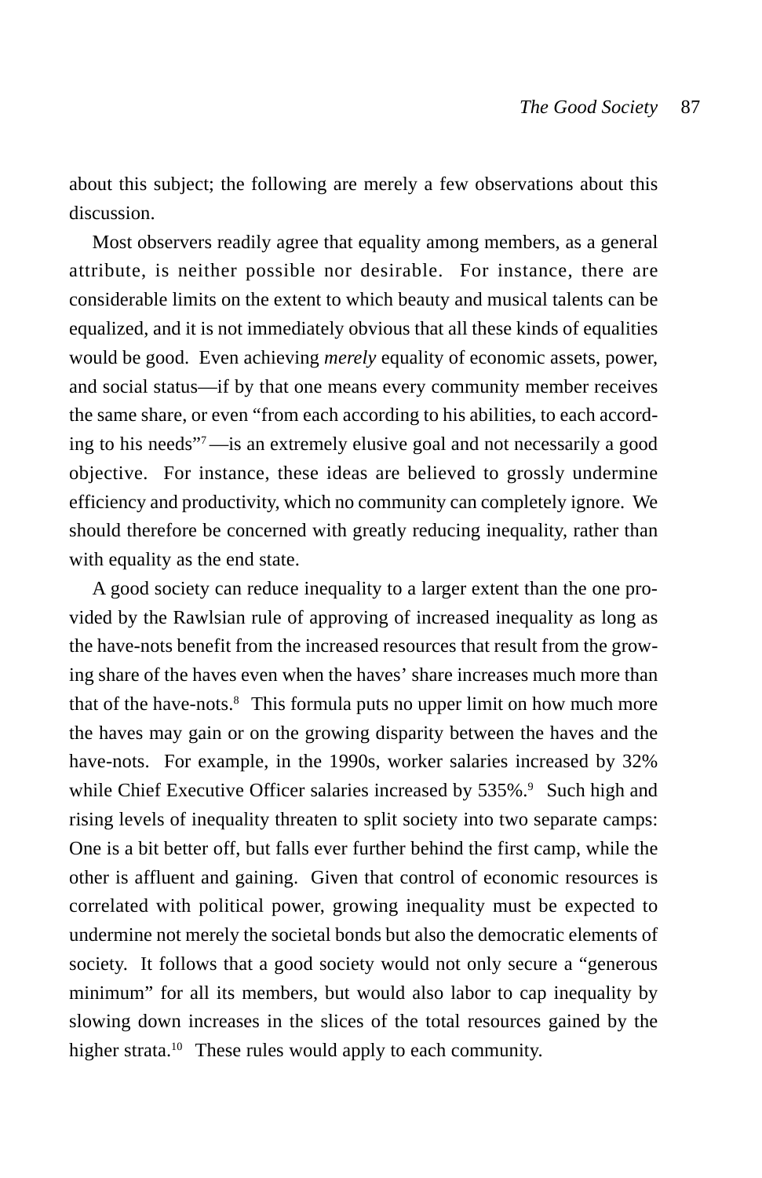about this subject; the following are merely a few observations about this discussion.

Most observers readily agree that equality among members, as a general attribute, is neither possible nor desirable. For instance, there are considerable limits on the extent to which beauty and musical talents can be equalized, and it is not immediately obvious that all these kinds of equalities would be good. Even achieving *merely* equality of economic assets, power, and social status—if by that one means every community member receives the same share, or even "from each according to his abilities, to each according to his needs"[7]—is an extremely elusive goal and not necessarily a good objective. For instance, these ideas are believed to grossly undermine efficiency and productivity, which no community can completely ignore. We should therefore be concerned with greatly reducing inequality, rather than with equality as the end state.

A good society can reduce inequality to a larger extent than the one provided by the Rawlsian rule of approving of increased inequality as long as the have-nots benefit from the increased resources that result from the growing share of the haves even when the haves' share increases much more than that of the have-nots.[8] This formula puts no upper limit on how much more the haves may gain or on the growing disparity between the haves and the have-nots. For example, in the 1990s, worker salaries increased by 32% while Chief Executive Officer salaries increased by 535%.[9] Such high and rising levels of inequality threaten to split society into two separate camps: One is a bit better off, but falls ever further behind the first camp, while the other is affluent and gaining. Given that control of economic resources is correlated with political power, growing inequality must be expected to undermine not merely the societal bonds but also the democratic elements of society. It follows that a good society would not only secure a "generous minimum" for all its members, but would also labor to cap inequality by slowing down increases in the slices of the total resources gained by the higher strata.[10] These rules would apply to each community.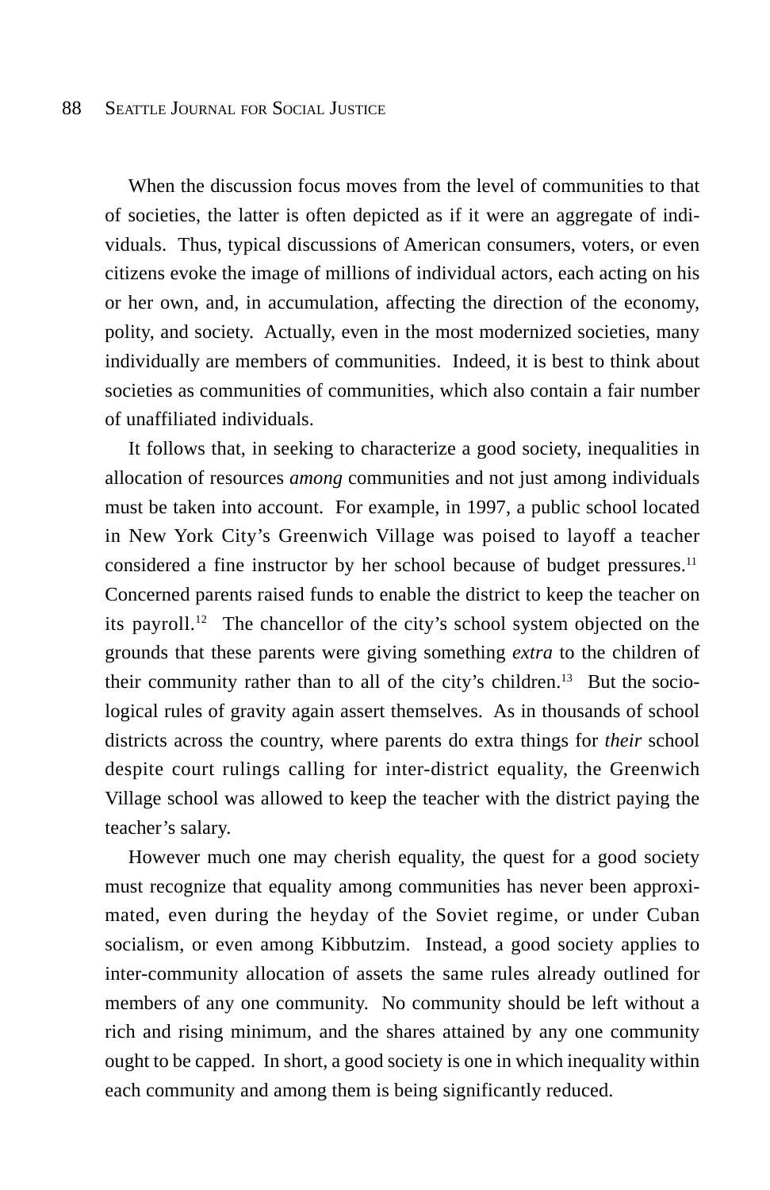When the discussion focus moves from the level of communities to that of societies, the latter is often depicted as if it were an aggregate of individuals. Thus, typical discussions of American consumers, voters, or even citizens evoke the image of millions of individual actors, each acting on his or her own, and, in accumulation, affecting the direction of the economy, polity, and society. Actually, even in the most modernized societies, many individually are members of communities. Indeed, it is best to think about societies as communities of communities, which also contain a fair number of unaffiliated individuals.

It follows that, in seeking to characterize a good society, inequalities in allocation of resources *among* communities and not just among individuals must be taken into account. For example, in 1997, a public school located in New York City's Greenwich Village was poised to layoff a teacher considered a fine instructor by her school because of budget pressures.[11] Concerned parents raised funds to enable the district to keep the teacher on its payroll.[12] The chancellor of the city's school system objected on the grounds that these parents were giving something *extra* to the children of their community rather than to all of the city's children.[13] But the sociological rules of gravity again assert themselves. As in thousands of school districts across the country, where parents do extra things for *their* school despite court rulings calling for inter-district equality, the Greenwich Village school was allowed to keep the teacher with the district paying the teacher's salary.

However much one may cherish equality, the quest for a good society must recognize that equality among communities has never been approximated, even during the heyday of the Soviet regime, or under Cuban socialism, or even among Kibbutzim. Instead, a good society applies to inter-community allocation of assets the same rules already outlined for members of any one community. No community should be left without a rich and rising minimum, and the shares attained by any one community ought to be capped. In short, a good society is one in which inequality within each community and among them is being significantly reduced.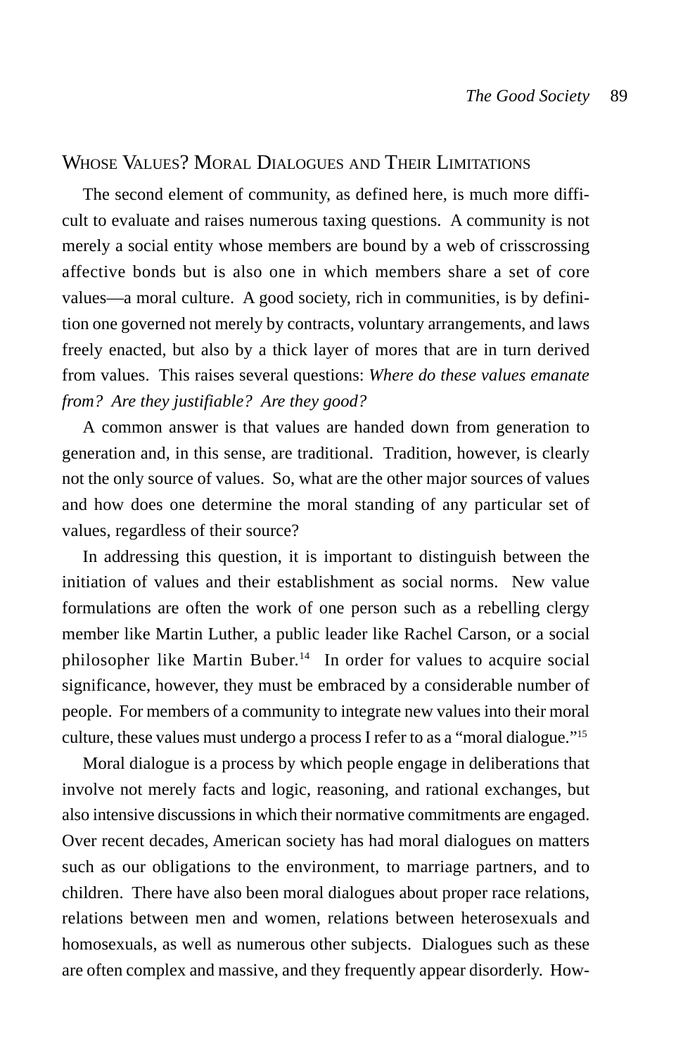## Whose Values? Moral Dialogues and Their Limitations

The second element of community, as defined here, is much more difficult to evaluate and raises numerous taxing questions. A community is not merely a social entity whose members are bound by a web of crisscrossing affective bonds but is also one in which members share a set of core values—a moral culture. A good society, rich in communities, is by definition one governed not merely by contracts, voluntary arrangements, and laws freely enacted, but also by a thick layer of mores that are in turn derived from values. This raises several questions: *Where do these values emanate from? Are they justifiable? Are they good?*

A common answer is that values are handed down from generation to generation and, in this sense, are traditional. Tradition, however, is clearly not the only source of values. So, what are the other major sources of values and how does one determine the moral standing of any particular set of values, regardless of their source?

In addressing this question, it is important to distinguish between the initiation of values and their establishment as social norms. New value formulations are often the work of one person such as a rebelling clergy member like Martin Luther, a public leader like Rachel Carson, or a social philosopher like Martin Buber.[14] In order for values to acquire social significance, however, they must be embraced by a considerable number of people. For members of a community to integrate new values into their moral culture, these values must undergo a process I refer to as a "moral dialogue."[15]

Moral dialogue is a process by which people engage in deliberations that involve not merely facts and logic, reasoning, and rational exchanges, but also intensive discussions in which their normative commitments are engaged. Over recent decades, American society has had moral dialogues on matters such as our obligations to the environment, to marriage partners, and to children. There have also been moral dialogues about proper race relations, relations between men and women, relations between heterosexuals and homosexuals, as well as numerous other subjects. Dialogues such as these are often complex and massive, and they frequently appear disorderly. How-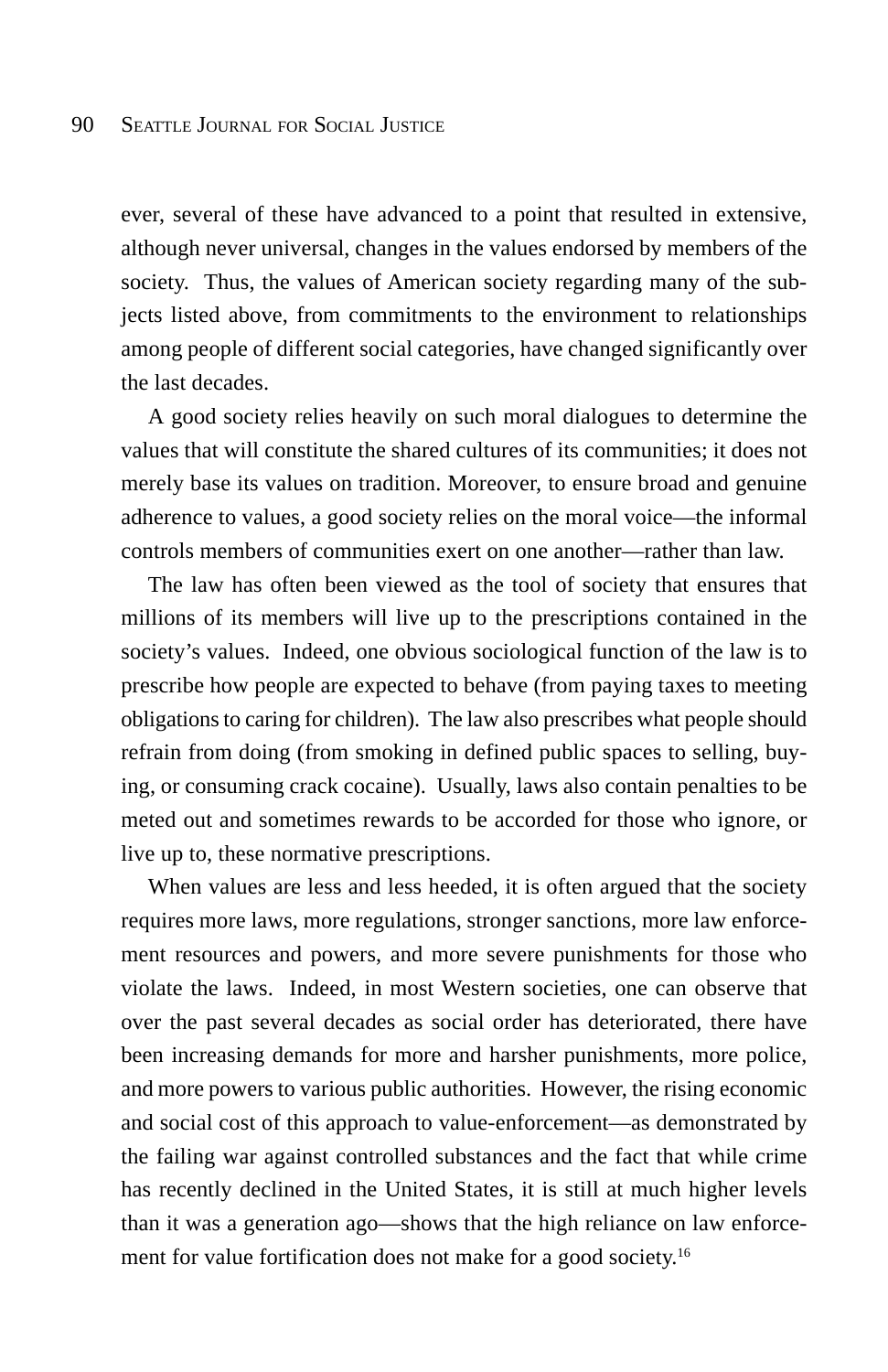ever, several of these have advanced to a point that resulted in extensive, although never universal, changes in the values endorsed by members of the society. Thus, the values of American society regarding many of the subjects listed above, from commitments to the environment to relationships among people of different social categories, have changed significantly over the last decades.

A good society relies heavily on such moral dialogues to determine the values that will constitute the shared cultures of its communities; it does not merely base its values on tradition. Moreover, to ensure broad and genuine adherence to values, a good society relies on the moral voice—the informal controls members of communities exert on one another—rather than law.

The law has often been viewed as the tool of society that ensures that millions of its members will live up to the prescriptions contained in the society's values. Indeed, one obvious sociological function of the law is to prescribe how people are expected to behave (from paying taxes to meeting obligations to caring for children). The law also prescribes what people should refrain from doing (from smoking in defined public spaces to selling, buying, or consuming crack cocaine). Usually, laws also contain penalties to be meted out and sometimes rewards to be accorded for those who ignore, or live up to, these normative prescriptions.

When values are less and less heeded, it is often argued that the society requires more laws, more regulations, stronger sanctions, more law enforcement resources and powers, and more severe punishments for those who violate the laws. Indeed, in most Western societies, one can observe that over the past several decades as social order has deteriorated, there have been increasing demands for more and harsher punishments, more police, and more powers to various public authorities. However, the rising economic and social cost of this approach to value-enforcement—as demonstrated by the failing war against controlled substances and the fact that while crime has recently declined in the United States, it is still at much higher levels than it was a generation ago—shows that the high reliance on law enforcement for value fortification does not make for a good society.[16]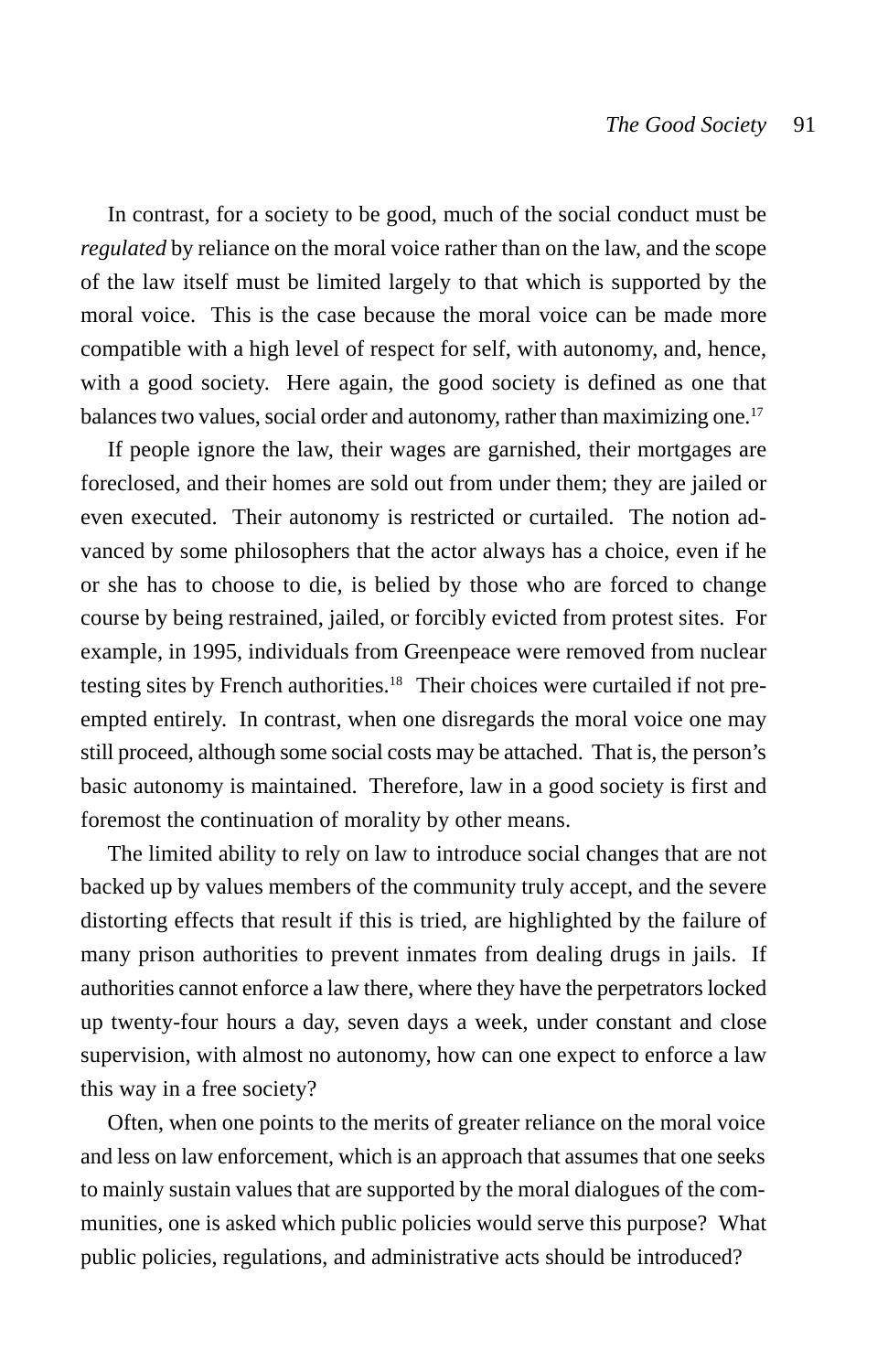In contrast, for a society to be good, much of the social conduct must be *regulated* by reliance on the moral voice rather than on the law, and the scope of the law itself must be limited largely to that which is supported by the moral voice. This is the case because the moral voice can be made more compatible with a high level of respect for self, with autonomy, and, hence, with a good society. Here again, the good society is defined as one that balances two values, social order and autonomy, rather than maximizing one.[17]

If people ignore the law, their wages are garnished, their mortgages are foreclosed, and their homes are sold out from under them; they are jailed or even executed. Their autonomy is restricted or curtailed. The notion advanced by some philosophers that the actor always has a choice, even if he or she has to choose to die, is belied by those who are forced to change course by being restrained, jailed, or forcibly evicted from protest sites. For example, in 1995, individuals from Greenpeace were removed from nuclear testing sites by French authorities.[18] Their choices were curtailed if not preempted entirely. In contrast, when one disregards the moral voice one may still proceed, although some social costs may be attached. That is, the person's basic autonomy is maintained. Therefore, law in a good society is first and foremost the continuation of morality by other means.

The limited ability to rely on law to introduce social changes that are not backed up by values members of the community truly accept, and the severe distorting effects that result if this is tried, are highlighted by the failure of many prison authorities to prevent inmates from dealing drugs in jails. If authorities cannot enforce a law there, where they have the perpetrators locked up twenty-four hours a day, seven days a week, under constant and close supervision, with almost no autonomy, how can one expect to enforce a law this way in a free society?

Often, when one points to the merits of greater reliance on the moral voice and less on law enforcement, which is an approach that assumes that one seeks to mainly sustain values that are supported by the moral dialogues of the communities, one is asked which public policies would serve this purpose? What public policies, regulations, and administrative acts should be introduced?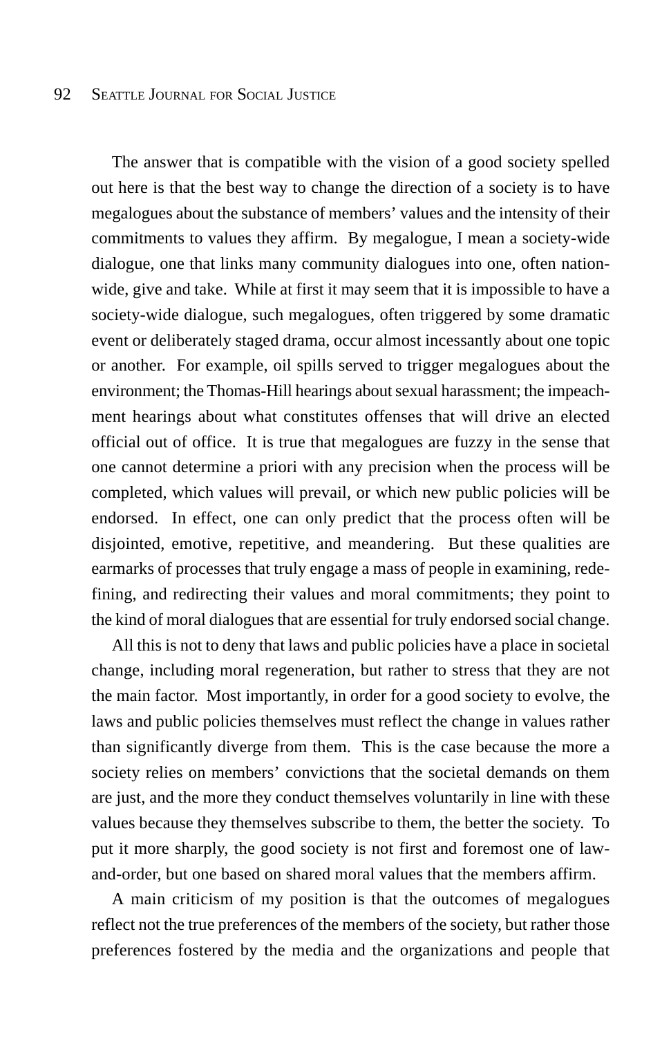The answer that is compatible with the vision of a good society spelled out here is that the best way to change the direction of a society is to have megalogues about the substance of members' values and the intensity of their commitments to values they affirm. By megalogue, I mean a society-wide dialogue, one that links many community dialogues into one, often nation-wide, give and take. While at first it may seem that it is impossible to have a society-wide dialogue, such megalogues, often triggered by some dramatic event or deliberately staged drama, occur almost incessantly about one topic or another. For example, oil spills served to trigger megalogues about the environment; the Thomas-Hill hearings about sexual harassment; the impeachment hearings about what constitutes offenses that will drive an elected official out of office. It is true that megalogues are fuzzy in the sense that one cannot determine a priori with any precision when the process will be completed, which values will prevail, or which new public policies will be endorsed. In effect, one can only predict that the process often will be disjointed, emotive, repetitive, and meandering. But these qualities are earmarks of processes that truly engage a mass of people in examining, redefining, and redirecting their values and moral commitments; they point to the kind of moral dialogues that are essential for truly endorsed social change.

All this is not to deny that laws and public policies have a place in societal change, including moral regeneration, but rather to stress that they are not the main factor. Most importantly, in order for a good society to evolve, the laws and public policies themselves must reflect the change in values rather than significantly diverge from them. This is the case because the more a society relies on members' convictions that the societal demands on them are just, and the more they conduct themselves voluntarily in line with these values because they themselves subscribe to them, the better the society. To put it more sharply, the good society is not first and foremost one of law-and-order, but one based on shared moral values that the members affirm.

A main criticism of my position is that the outcomes of megalogues reflect not the true preferences of the members of the society, but rather those preferences fostered by the media and the organizations and people that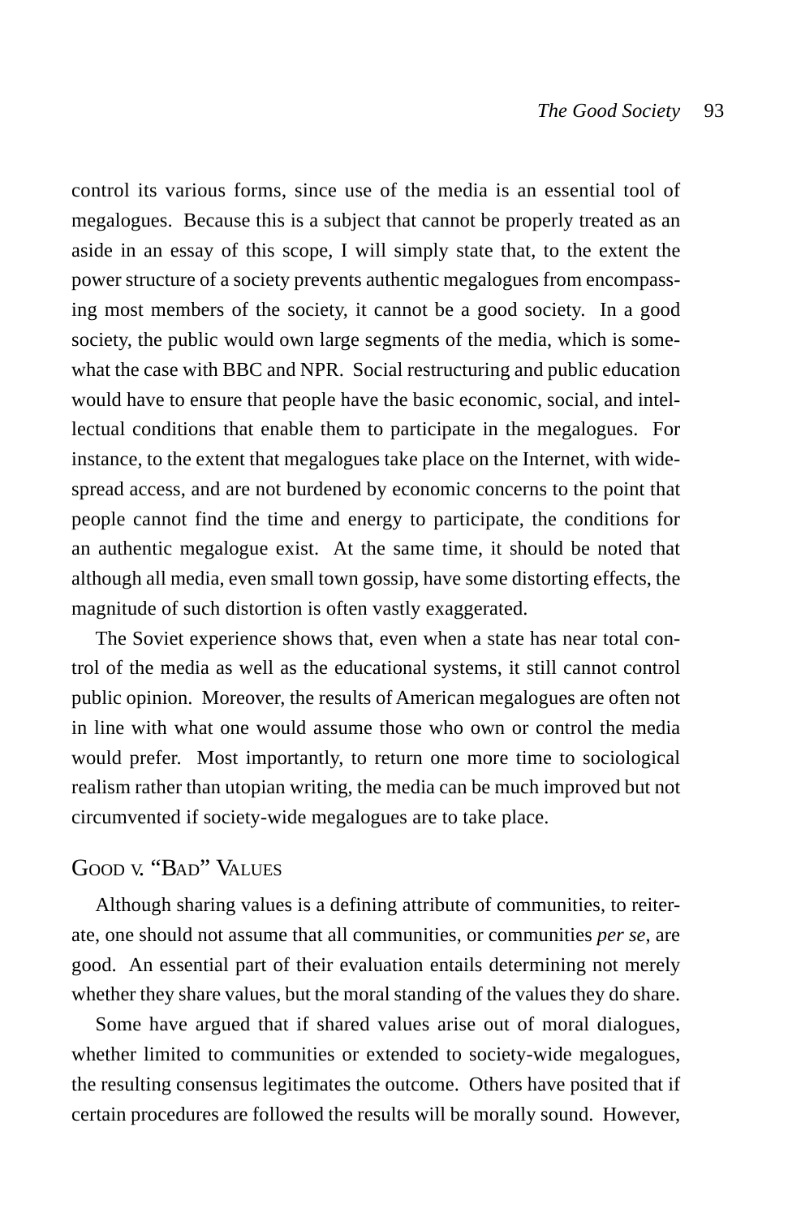control its various forms, since use of the media is an essential tool of megalogues. Because this is a subject that cannot be properly treated as an aside in an essay of this scope, I will simply state that, to the extent the power structure of a society prevents authentic megalogues from encompassing most members of the society, it cannot be a good society. In a good society, the public would own large segments of the media, which is somewhat the case with BBC and NPR. Social restructuring and public education would have to ensure that people have the basic economic, social, and intellectual conditions that enable them to participate in the megalogues. For instance, to the extent that megalogues take place on the Internet, with widespread access, and are not burdened by economic concerns to the point that people cannot find the time and energy to participate, the conditions for an authentic megalogue exist. At the same time, it should be noted that although all media, even small town gossip, have some distorting effects, the magnitude of such distortion is often vastly exaggerated.

The Soviet experience shows that, even when a state has near total control of the media as well as the educational systems, it still cannot control public opinion. Moreover, the results of American megalogues are often not in line with what one would assume those who own or control the media would prefer. Most importantly, to return one more time to sociological realism rather than utopian writing, the media can be much improved but not circumvented if society-wide megalogues are to take place.

## Good v. "Bad" Values

Although sharing values is a defining attribute of communities, to reiterate, one should not assume that all communities, or communities *per se*, are good. An essential part of their evaluation entails determining not merely whether they share values, but the moral standing of the values they do share.

Some have argued that if shared values arise out of moral dialogues, whether limited to communities or extended to society-wide megalogues, the resulting consensus legitimates the outcome. Others have posited that if certain procedures are followed the results will be morally sound. However,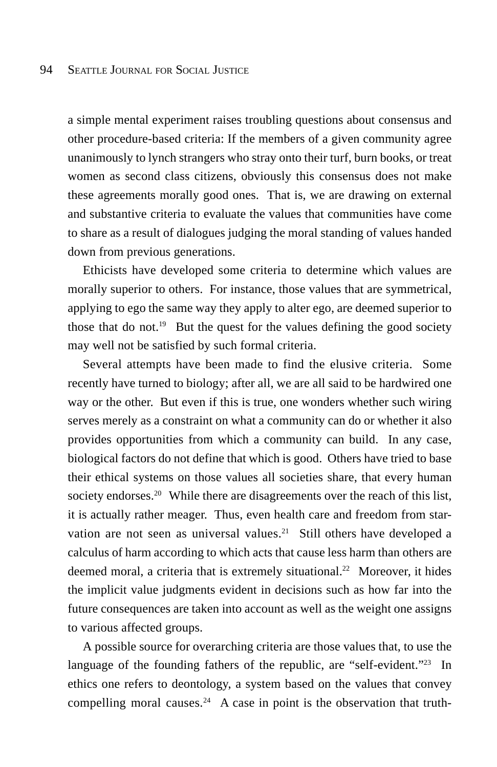a simple mental experiment raises troubling questions about consensus and other procedure-based criteria: If the members of a given community agree unanimously to lynch strangers who stray onto their turf, burn books, or treat women as second class citizens, obviously this consensus does not make these agreements morally good ones. That is, we are drawing on external and substantive criteria to evaluate the values that communities have come to share as a result of dialogues judging the moral standing of values handed down from previous generations.

Ethicists have developed some criteria to determine which values are morally superior to others. For instance, those values that are symmetrical, applying to ego the same way they apply to alter ego, are deemed superior to those that do not.[19] But the quest for the values defining the good society may well not be satisfied by such formal criteria.

Several attempts have been made to find the elusive criteria. Some recently have turned to biology; after all, we are all said to be hardwired one way or the other. But even if this is true, one wonders whether such wiring serves merely as a constraint on what a community can do or whether it also provides opportunities from which a community can build. In any case, biological factors do not define that which is good. Others have tried to base their ethical systems on those values all societies share, that every human society endorses.[20] While there are disagreements over the reach of this list, it is actually rather meager. Thus, even health care and freedom from starvation are not seen as universal values.[21] Still others have developed a calculus of harm according to which acts that cause less harm than others are deemed moral, a criteria that is extremely situational.[22] Moreover, it hides the implicit value judgments evident in decisions such as how far into the future consequences are taken into account as well as the weight one assigns to various affected groups.

A possible source for overarching criteria are those values that, to use the language of the founding fathers of the republic, are "self-evident."[23] In ethics one refers to deontology, a system based on the values that convey compelling moral causes.[24] A case in point is the observation that truth-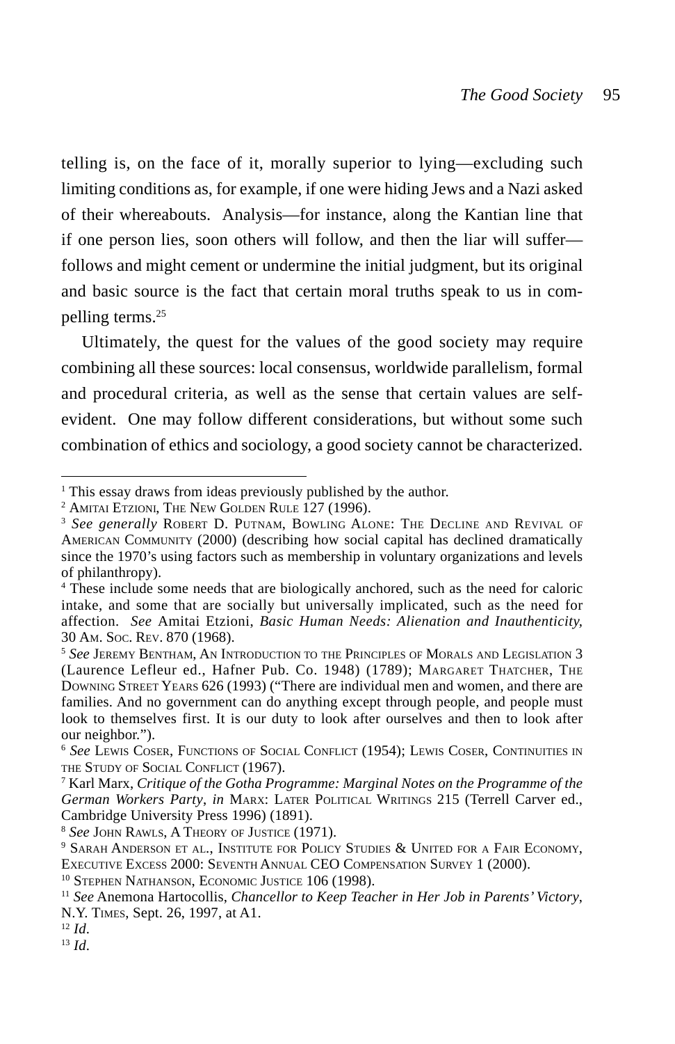telling is, on the face of it, morally superior to lying—excluding such limiting conditions as, for example, if one were hiding Jews and a Nazi asked of their whereabouts. Analysis—for instance, along the Kantian line that if one person lies, soon others will follow, and then the liar will suffer—follows and might cement or undermine the initial judgment, but its original and basic source is the fact that certain moral truths speak to us in compelling terms.[25]

Ultimately, the quest for the values of the good society may require combining all these sources: local consensus, worldwide parallelism, formal and procedural criteria, as well as the sense that certain values are self-evident. One may follow different considerations, but without some such combination of ethics and sociology, a good society cannot be characterized.

---

[1] This essay draws from ideas previously published by the author.

[2] Amitai Etzioni, The New Golden Rule 127 (1996).

[3] *See generally* Robert D. Putnam, Bowling Alone: The Decline and Revival of American Community (2000) (describing how social capital has declined dramatically since the 1970's using factors such as membership in voluntary organizations and levels of philanthropy).

[4] These include some needs that are biologically anchored, such as the need for caloric intake, and some that are socially but universally implicated, such as the need for affection. *See* Amitai Etzioni, *Basic Human Needs: Alienation and Inauthenticity*, 30 Am. Soc. Rev. 870 (1968).

[5] *See* Jeremy Bentham, An Introduction to the Principles of Morals and Legislation 3 (Laurence Lefleur ed., Hafner Pub. Co. 1948) (1789); Margaret Thatcher, The Downing Street Years 626 (1993) ("There are individual men and women, and there are families. And no government can do anything except through people, and people must look to themselves first. It is our duty to look after ourselves and then to look after our neighbor.").

[6] *See* Lewis Coser, Functions of Social Conflict (1954); Lewis Coser, Continuities in the Study of Social Conflict (1967).

[7] Karl Marx, *Critique of the Gotha Programme: Marginal Notes on the Programme of the German Workers Party*, *in* Marx: Later Political Writings 215 (Terrell Carver ed., Cambridge University Press 1996) (1891).

[8] *See* John Rawls, A Theory of Justice (1971).

[9] Sarah Anderson et al., Institute for Policy Studies & United for a Fair Economy, Executive Excess 2000: Seventh Annual CEO Compensation Survey 1 (2000).

[10] Stephen Nathanson, Economic Justice 106 (1998).

[11] *See* Anemona Hartocollis, *Chancellor to Keep Teacher in Her Job in Parents' Victory*, N.Y. Times, Sept. 26, 1997, at A1.

[12] *Id.*

[13] *Id.*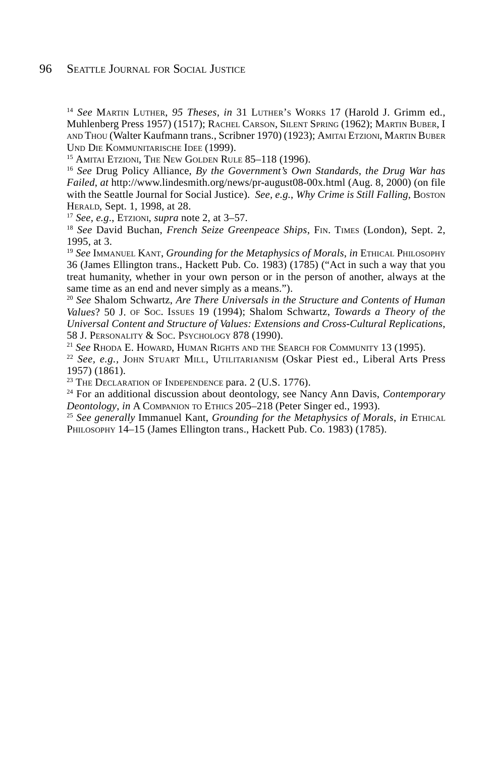[14] *See* MARTIN LUTHER, *95 Theses*, *in* 31 LUTHER'S WORKS 17 (Harold J. Grimm ed., Muhlenberg Press 1957) (1517); RACHEL CARSON, SILENT SPRING (1962); MARTIN BUBER, I AND THOU (Walter Kaufmann trans., Scribner 1970) (1923); AMITAI ETZIONI, MARTIN BUBER UND DIE KOMMUNITARISCHE IDEE (1999).

[15] AMITAI ETZIONI, THE NEW GOLDEN RULE 85–118 (1996).

[16] *See* Drug Policy Alliance, *By the Government's Own Standards, the Drug War has Failed*, *at* http://www.lindesmith.org/news/pr-august08-00x.html (Aug. 8, 2000) (on file with the Seattle Journal for Social Justice). *See, e.g.*, *Why Crime is Still Falling*, BOSTON HERALD, Sept. 1, 1998, at 28.

[17] *See, e.g.*, ETZIONI, *supra* note 2, at 3–57.

[18] *See* David Buchan, *French Seize Greenpeace Ships*, FIN. TIMES (London), Sept. 2, 1995, at 3.

[19] *See* IMMANUEL KANT, *Grounding for the Metaphysics of Morals*, *in* ETHICAL PHILOSOPHY 36 (James Ellington trans., Hackett Pub. Co. 1983) (1785) ("Act in such a way that you treat humanity, whether in your own person or in the person of another, always at the same time as an end and never simply as a means.").

[20] *See* Shalom Schwartz, *Are There Universals in the Structure and Contents of Human Values*? 50 J. OF SOC. ISSUES 19 (1994); Shalom Schwartz, *Towards a Theory of the Universal Content and Structure of Values: Extensions and Cross-Cultural Replications*, 58 J. PERSONALITY & SOC. PSYCHOLOGY 878 (1990).

[21] *See* RHODA E. HOWARD, HUMAN RIGHTS AND THE SEARCH FOR COMMUNITY 13 (1995).

[22] *See, e.g.*, JOHN STUART MILL, UTILITARIANISM (Oskar Piest ed., Liberal Arts Press 1957) (1861).

[23] THE DECLARATION OF INDEPENDENCE para. 2 (U.S. 1776).

[24] For an additional discussion about deontology, see Nancy Ann Davis, *Contemporary Deontology*, *in* A COMPANION TO ETHICS 205–218 (Peter Singer ed., 1993).

[25] *See generally* Immanuel Kant, *Grounding for the Metaphysics of Morals*, *in* ETHICAL PHILOSOPHY 14–15 (James Ellington trans., Hackett Pub. Co. 1983) (1785).